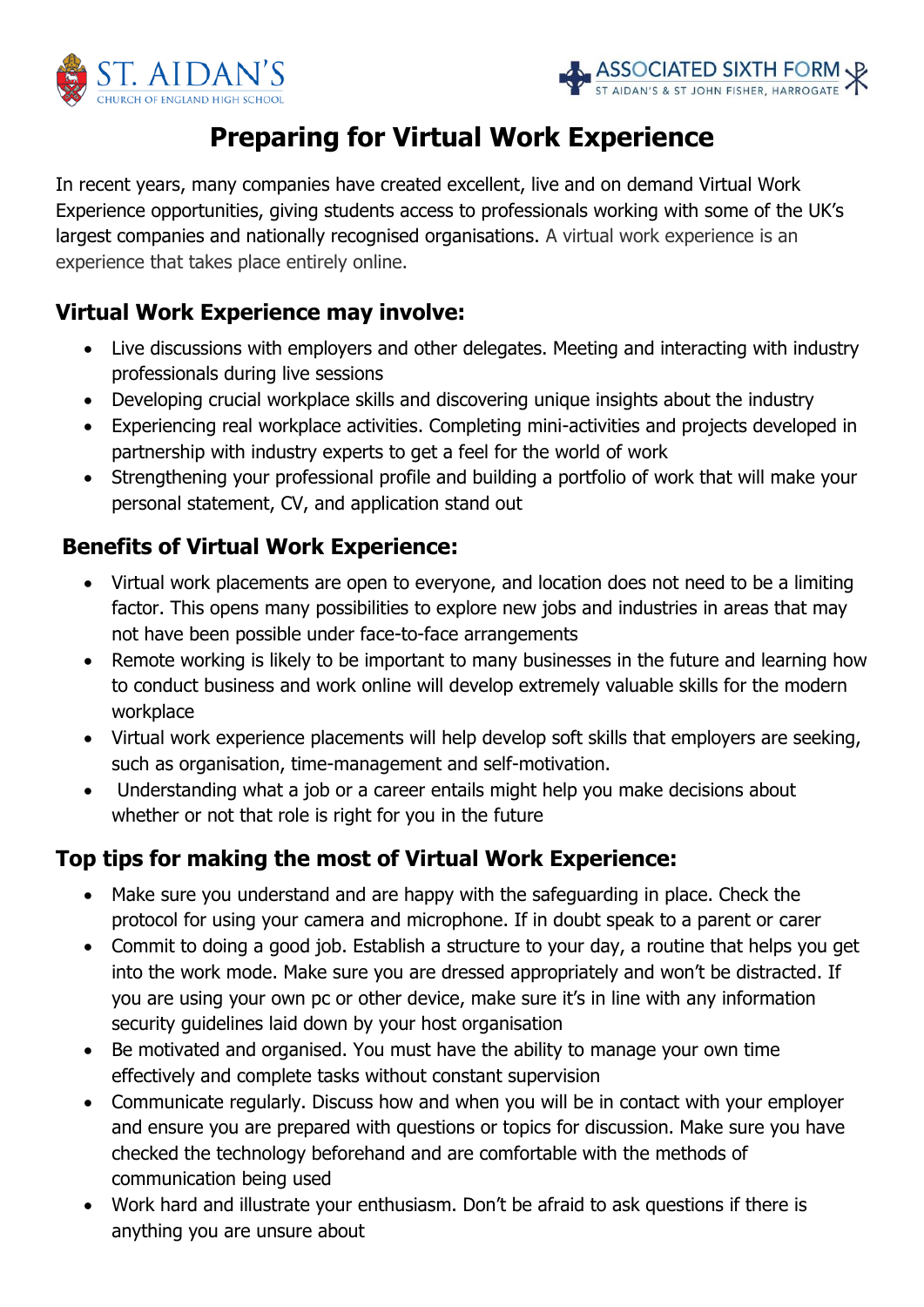ST. AIDAN'S CHURCH OF ENGLAND HIGH SCHOOL

ASSOCIATED SIXTH FORM ST AIDAN'S & ST JOHN FISHER, HARROGATE

# Preparing for Virtual Work Experience

In recent years, many companies have created excellent, live and on demand Virtual Work Experience opportunities, giving students access to professionals working with some of the UK's largest companies and nationally recognised organisations. A virtual work experience is an experience that takes place entirely online.

## Virtual Work Experience may involve:

- Live discussions with employers and other delegates. Meeting and interacting with industry professionals during live sessions
- Developing crucial workplace skills and discovering unique insights about the industry
- Experiencing real workplace activities. Completing mini-activities and projects developed in partnership with industry experts to get a feel for the world of work
- Strengthening your professional profile and building a portfolio of work that will make your personal statement, CV, and application stand out

## Benefits of Virtual Work Experience:

- Virtual work placements are open to everyone, and location does not need to be a limiting factor. This opens many possibilities to explore new jobs and industries in areas that may not have been possible under face-to-face arrangements
- Remote working is likely to be important to many businesses in the future and learning how to conduct business and work online will develop extremely valuable skills for the modern workplace
- Virtual work experience placements will help develop soft skills that employers are seeking, such as organisation, time-management and self-motivation.
- Understanding what a job or a career entails might help you make decisions about whether or not that role is right for you in the future

## Top tips for making the most of Virtual Work Experience:

- Make sure you understand and are happy with the safeguarding in place. Check the protocol for using your camera and microphone. If in doubt speak to a parent or carer
- Commit to doing a good job. Establish a structure to your day, a routine that helps you get into the work mode. Make sure you are dressed appropriately and won't be distracted. If you are using your own pc or other device, make sure it's in line with any information security guidelines laid down by your host organisation
- Be motivated and organised. You must have the ability to manage your own time effectively and complete tasks without constant supervision
- Communicate regularly. Discuss how and when you will be in contact with your employer and ensure you are prepared with questions or topics for discussion. Make sure you have checked the technology beforehand and are comfortable with the methods of communication being used
- Work hard and illustrate your enthusiasm. Don't be afraid to ask questions if there is anything you are unsure about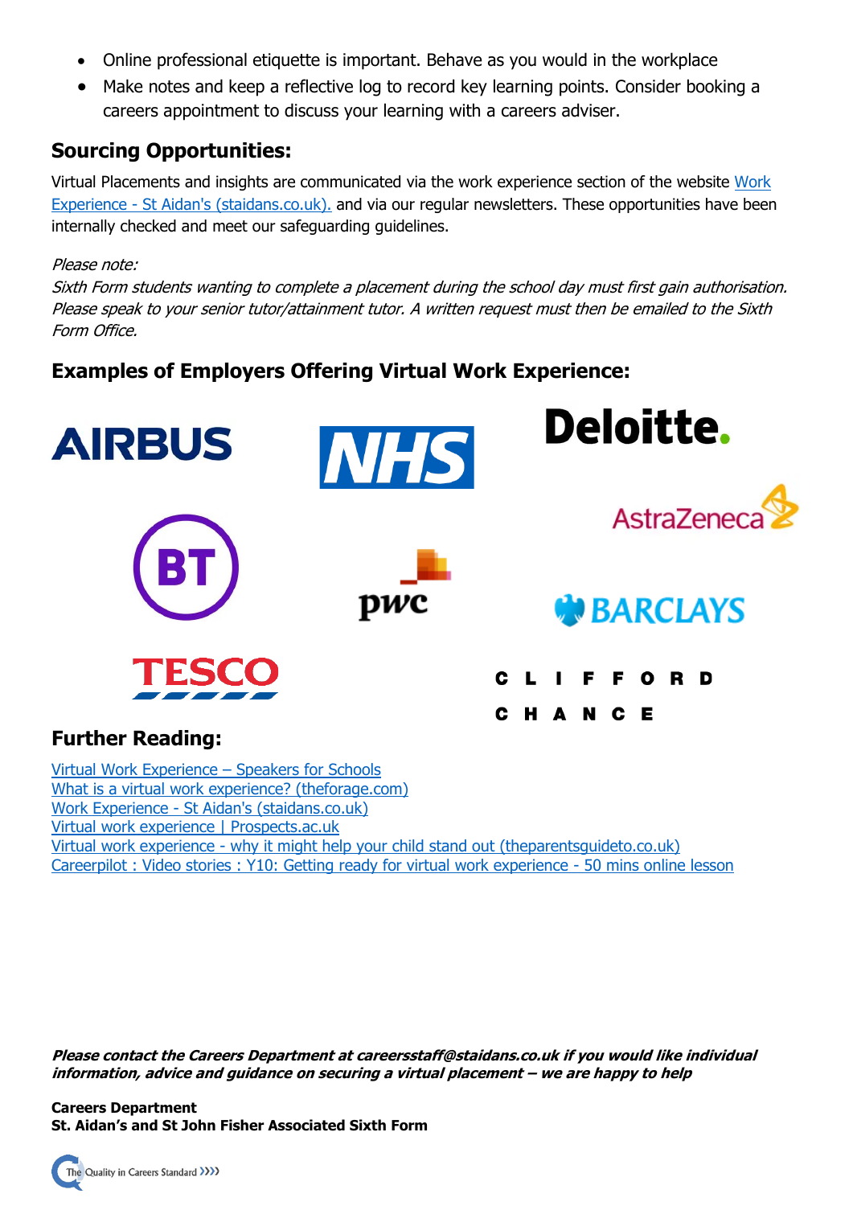- Online professional etiquette is important. Behave as you would in the workplace
- Make notes and keep a reflective log to record key learning points. Consider booking a careers appointment to discuss your learning with a careers adviser.

## Sourcing Opportunities:

Virtual Placements and insights are communicated via the work experience section of the website Work Experience - St Aidan's (staidans.co.uk). and via our regular newsletters. These opportunities have been internally checked and meet our safeguarding guidelines.

*Please note:*
*Sixth Form students wanting to complete a placement during the school day must first gain authorisation. Please speak to your senior tutor/attainment tutor. A written request must then be emailed to the Sixth Form Office.*

## Examples of Employers Offering Virtual Work Experience:

AIRBUS
NHS
Deloitte.
AstraZeneca
BT
pwc
BARCLAYS
TESCO
CLIFFORD CHANCE

## Further Reading:

Virtual Work Experience – Speakers for Schools
What is a virtual work experience? (theforage.com)
Work Experience - St Aidan's (staidans.co.uk)
Virtual work experience | Prospects.ac.uk
Virtual work experience - why it might help your child stand out (theparentsguideto.co.uk)
Careerpilot : Video stories : Y10: Getting ready for virtual work experience - 50 mins online lesson

***Please contact the Careers Department at careersstaff@staidans.co.uk if you would like individual information, advice and guidance on securing a virtual placement – we are happy to help***

**Careers Department**
**St. Aidan's and St John Fisher Associated Sixth Form**

The Quality in Careers Standard